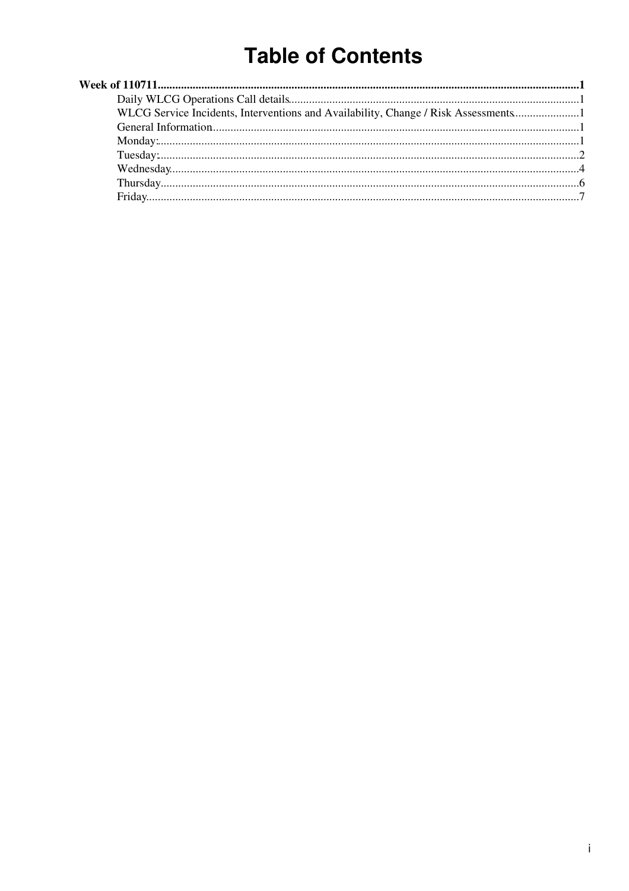# Table of Contents

**Week of 110711**......................................................................................................................................................**1**

- Daily WLCG Operations Call details....................................................................................................1
- WLCG Service Incidents, Interventions and Availability, Change / Risk Assessments.......................1
- General Information.............................................................................................................................1
- Monday:................................................................................................................................................1
- Tuesday:...............................................................................................................................................2
- Wednesday...........................................................................................................................................4
- Thursday...............................................................................................................................................6
- Friday....................................................................................................................................................7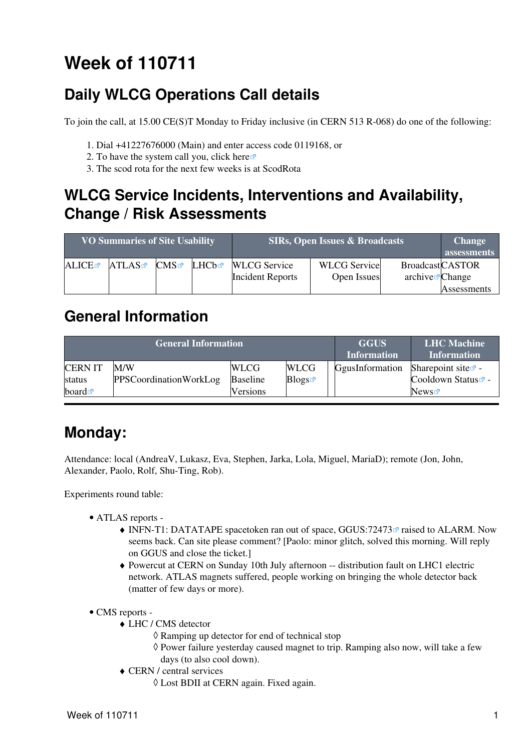# Week of 110711

## Daily WLCG Operations Call details

To join the call, at 15.00 CE(S)T Monday to Friday inclusive (in CERN 513 R-068) do one of the following:

1. Dial +41227676000 (Main) and enter access code 0119168, or
2. To have the system call you, click here
3. The scod rota for the next few weeks is at ScodRota

## WLCG Service Incidents, Interventions and Availability, Change / Risk Assessments

| VO Summaries of Site Usability | | | | SIRs, Open Issues & Broadcasts | | | Change assessments |
|---|---|---|---|---|---|---|---|
| ALICE | ATLAS | CMS | LHCb | WLCG Service Incident Reports | WLCG Service Open Issues | Broadcast archive | CASTOR Change Assessments |

## General Information

| General Information | | | | | GGUS Information | LHC Machine Information |
|---|---|---|---|---|---|---|
| CERN IT status board | M/W PPSCoordinationWorkLog | WLCG Baseline Versions | WLCG Blogs | | GgusInformation | Sharepoint site - Cooldown Status - News |

---

# Monday:

Attendance: local (AndreaV, Lukasz, Eva, Stephen, Jarka, Lola, Miguel, MariaD); remote (Jon, John, Alexander, Paolo, Rolf, Shu-Ting, Rob).

Experiments round table:

- ATLAS reports -
  - INFN-T1: DATATAPE spacetoken ran out of space, GGUS:72473 raised to ALARM. Now seems back. Can site please comment? [Paolo: minor glitch, solved this morning. Will reply on GGUS and close the ticket.]
  - Powercut at CERN on Sunday 10th July afternoon -- distribution fault on LHC1 electric network. ATLAS magnets suffered, people working on bringing the whole detector back (matter of few days or more).
- CMS reports -
  - LHC / CMS detector
    - Ramping up detector for end of technical stop
    - Power failure yesterday caused magnet to trip. Ramping also now, will take a few days (to also cool down).
  - CERN / central services
    - Lost BDII at CERN again. Fixed again.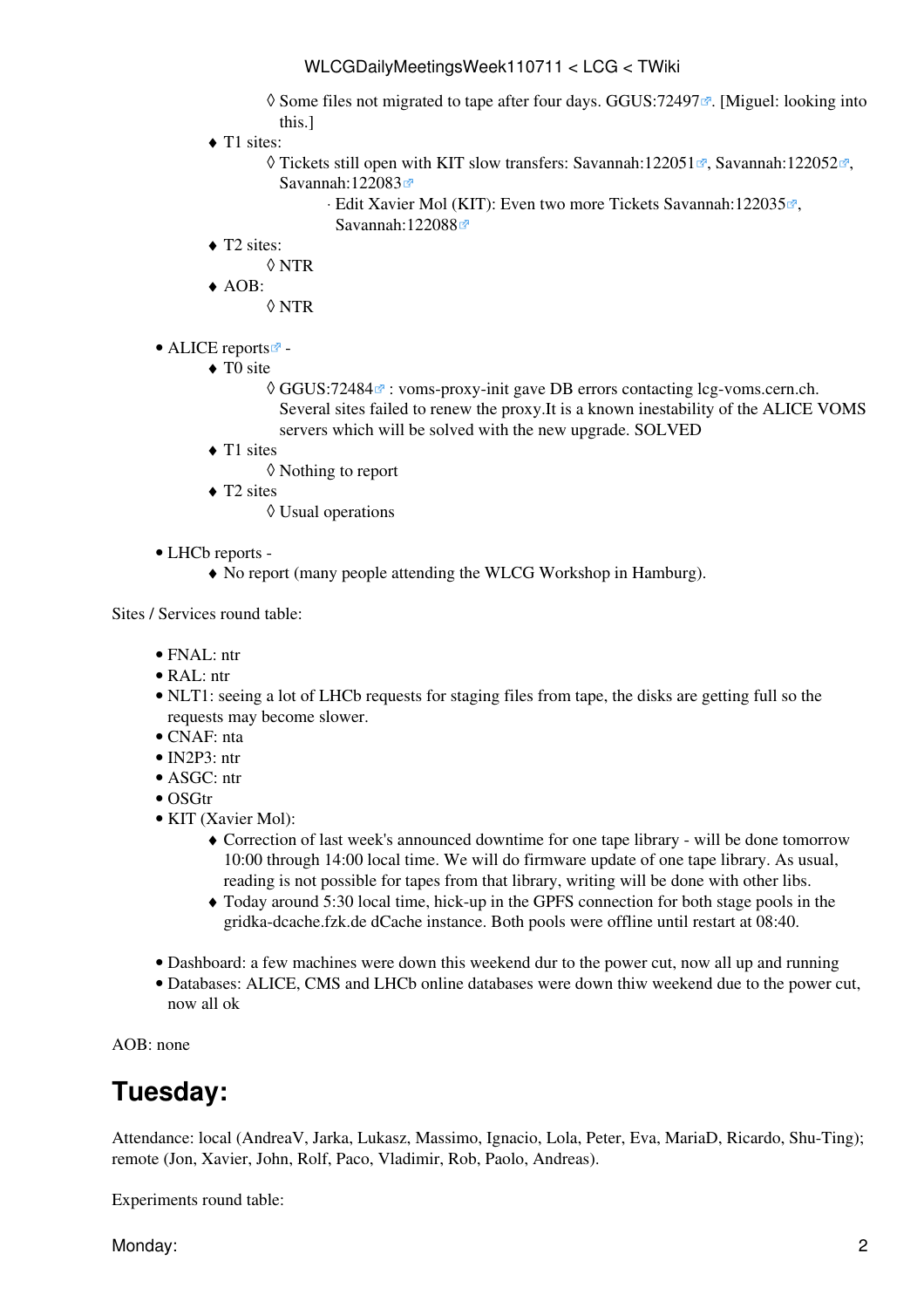- Some files not migrated to tape after four days. GGUS:72497. [Miguel: looking into this.]
    - T1 sites:
        - Tickets still open with KIT slow transfers: Savannah:122051, Savannah:122052, Savannah:122083
            - Edit Xavier Mol (KIT): Even two more Tickets Savannah:122035, Savannah:122088
    - T2 sites:
        - NTR
    - AOB:
        - NTR

- ALICE reports -
    - T0 site
        - GGUS:72484 : voms-proxy-init gave DB errors contacting lcg-voms.cern.ch. Several sites failed to renew the proxy.It is a known inestability of the ALICE VOMS servers which will be solved with the new upgrade. SOLVED
    - T1 sites
        - Nothing to report
    - T2 sites
        - Usual operations

- LHCb reports -
    - No report (many people attending the WLCG Workshop in Hamburg).

Sites / Services round table:

- FNAL: ntr
- RAL: ntr
- NLT1: seeing a lot of LHCb requests for staging files from tape, the disks are getting full so the requests may become slower.
- CNAF: nta
- IN2P3: ntr
- ASGC: ntr
- OSGtr
- KIT (Xavier Mol):
    - Correction of last week's announced downtime for one tape library - will be done tomorrow 10:00 through 14:00 local time. We will do firmware update of one tape library. As usual, reading is not possible for tapes from that library, writing will be done with other libs.
    - Today around 5:30 local time, hick-up in the GPFS connection for both stage pools in the gridka-dcache.fzk.de dCache instance. Both pools were offline until restart at 08:40.

- Dashboard: a few machines were down this weekend dur to the power cut, now all up and running
- Databases: ALICE, CMS and LHCb online databases were down thiw weekend due to the power cut, now all ok

AOB: none

# Tuesday:

Attendance: local (AndreaV, Jarka, Lukasz, Massimo, Ignacio, Lola, Peter, Eva, MariaD, Ricardo, Shu-Ting); remote (Jon, Xavier, John, Rolf, Paco, Vladimir, Rob, Paolo, Andreas).

Experiments round table: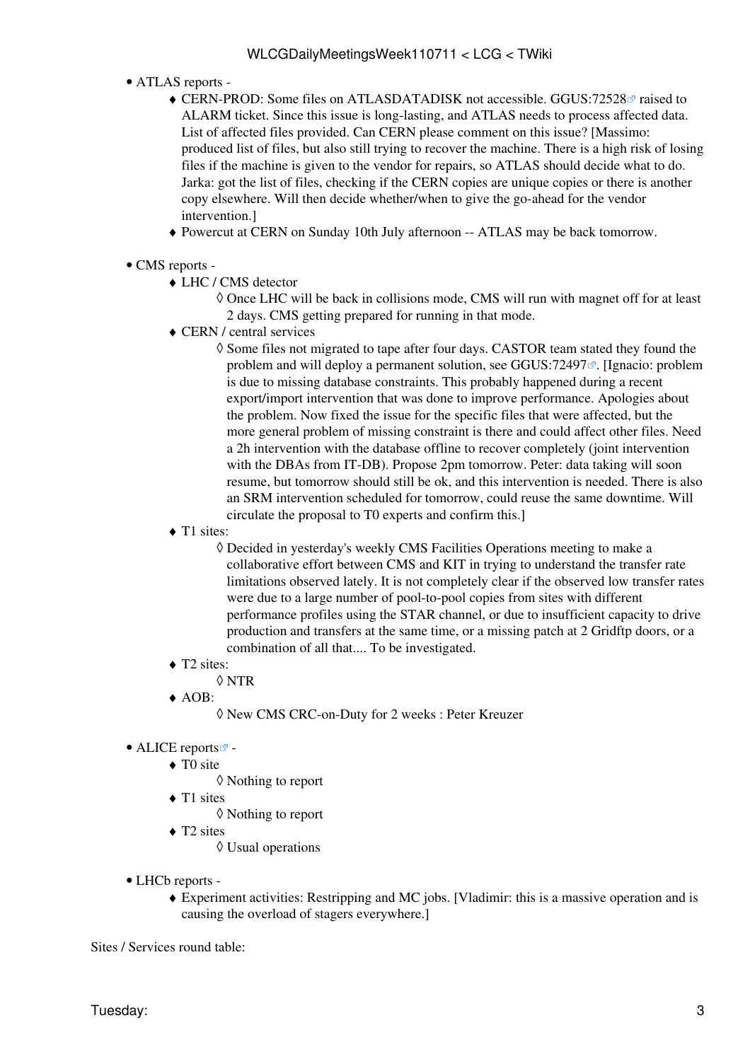- ATLAS reports -
  - CERN-PROD: Some files on ATLASDATADISK not accessible. GGUS:72528 raised to ALARM ticket. Since this issue is long-lasting, and ATLAS needs to process affected data. List of affected files provided. Can CERN please comment on this issue? [Massimo: produced list of files, but also still trying to recover the machine. There is a high risk of losing files if the machine is given to the vendor for repairs, so ATLAS should decide what to do. Jarka: got the list of files, checking if the CERN copies are unique copies or there is another copy elsewhere. Will then decide whether/when to give the go-ahead for the vendor intervention.]
  - Powercut at CERN on Sunday 10th July afternoon -- ATLAS may be back tomorrow.

- CMS reports -
  - LHC / CMS detector
    - Once LHC will be back in collisions mode, CMS will run with magnet off for at least 2 days. CMS getting prepared for running in that mode.
  - CERN / central services
    - Some files not migrated to tape after four days. CASTOR team stated they found the problem and will deploy a permanent solution, see GGUS:72497. [Ignacio: problem is due to missing database constraints. This probably happened during a recent export/import intervention that was done to improve performance. Apologies about the problem. Now fixed the issue for the specific files that were affected, but the more general problem of missing constraint is there and could affect other files. Need a 2h intervention with the database offline to recover completely (joint intervention with the DBAs from IT-DB). Propose 2pm tomorrow. Peter: data taking will soon resume, but tomorrow should still be ok, and this intervention is needed. There is also an SRM intervention scheduled for tomorrow, could reuse the same downtime. Will circulate the proposal to T0 experts and confirm this.]
  - T1 sites:
    - Decided in yesterday's weekly CMS Facilities Operations meeting to make a collaborative effort between CMS and KIT in trying to understand the transfer rate limitations observed lately. It is not completely clear if the observed low transfer rates were due to a large number of pool-to-pool copies from sites with different performance profiles using the STAR channel, or due to insufficient capacity to drive production and transfers at the same time, or a missing patch at 2 Gridftp doors, or a combination of all that.... To be investigated.
  - T2 sites:
    - NTR
  - AOB:
    - New CMS CRC-on-Duty for 2 weeks : Peter Kreuzer

- ALICE reports -
  - T0 site
    - Nothing to report
  - T1 sites
    - Nothing to report
  - T2 sites
    - Usual operations

- LHCb reports -
  - Experiment activities: Restripping and MC jobs. [Vladimir: this is a massive operation and is causing the overload of stagers everywhere.]

Sites / Services round table:

Tuesday: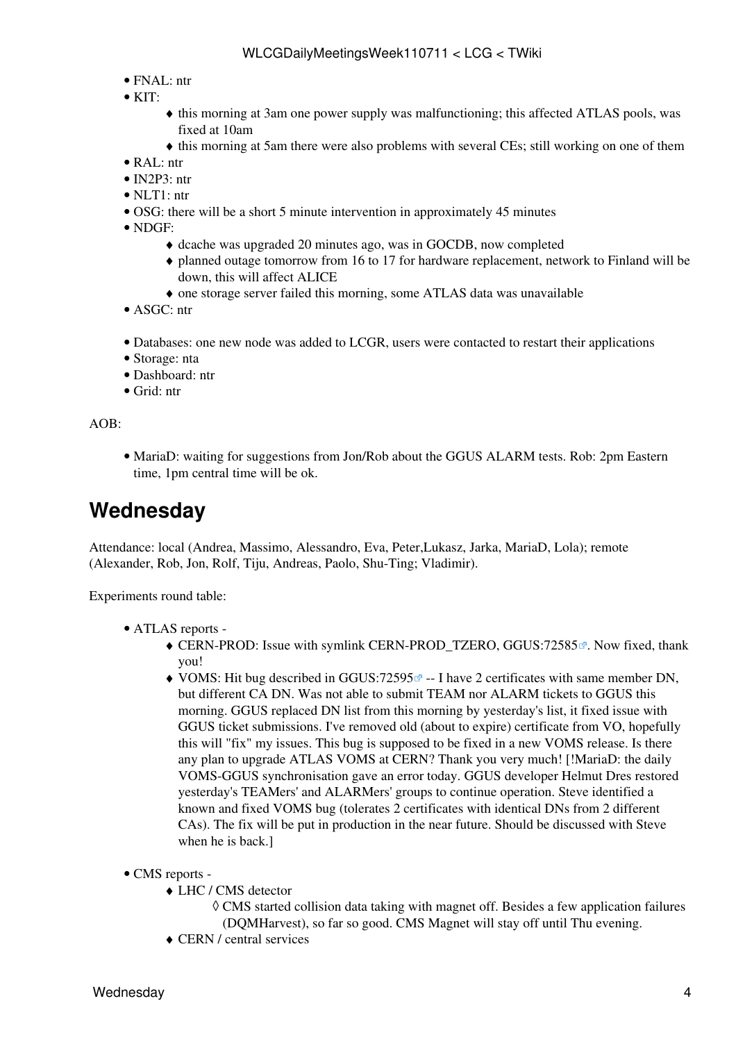- FNAL: ntr
- KIT:
    - this morning at 3am one power supply was malfunctioning; this affected ATLAS pools, was fixed at 10am
    - this morning at 5am there were also problems with several CEs; still working on one of them
- RAL: ntr
- IN2P3: ntr
- NLT1: ntr
- OSG: there will be a short 5 minute intervention in approximately 45 minutes
- NDGF:
    - dcache was upgraded 20 minutes ago, was in GOCDB, now completed
    - planned outage tomorrow from 16 to 17 for hardware replacement, network to Finland will be down, this will affect ALICE
    - one storage server failed this morning, some ATLAS data was unavailable
- ASGC: ntr

- Databases: one new node was added to LCGR, users were contacted to restart their applications
- Storage: nta
- Dashboard: ntr
- Grid: ntr

AOB:

- MariaD: waiting for suggestions from Jon/Rob about the GGUS ALARM tests. Rob: 2pm Eastern time, 1pm central time will be ok.

## Wednesday

Attendance: local (Andrea, Massimo, Alessandro, Eva, Peter,Lukasz, Jarka, MariaD, Lola); remote (Alexander, Rob, Jon, Rolf, Tiju, Andreas, Paolo, Shu-Ting; Vladimir).

Experiments round table:

- ATLAS reports -
    - CERN-PROD: Issue with symlink CERN-PROD_TZERO, GGUS:72585. Now fixed, thank you!
    - VOMS: Hit bug described in GGUS:72595 -- I have 2 certificates with same member DN, but different CA DN. Was not able to submit TEAM nor ALARM tickets to GGUS this morning. GGUS replaced DN list from this morning by yesterday's list, it fixed issue with GGUS ticket submissions. I've removed old (about to expire) certificate from VO, hopefully this will "fix" my issues. This bug is supposed to be fixed in a new VOMS release. Is there any plan to upgrade ATLAS VOMS at CERN? Thank you very much! [!MariaD: the daily VOMS-GGUS synchronisation gave an error today. GGUS developer Helmut Dres restored yesterday's TEAMers' and ALARMers' groups to continue operation. Steve identified a known and fixed VOMS bug (tolerates 2 certificates with identical DNs from 2 different CAs). The fix will be put in production in the near future. Should be discussed with Steve when he is back.]

- CMS reports -
    - LHC / CMS detector
        - CMS started collision data taking with magnet off. Besides a few application failures (DQMHarvest), so far so good. CMS Magnet will stay off until Thu evening.
    - CERN / central services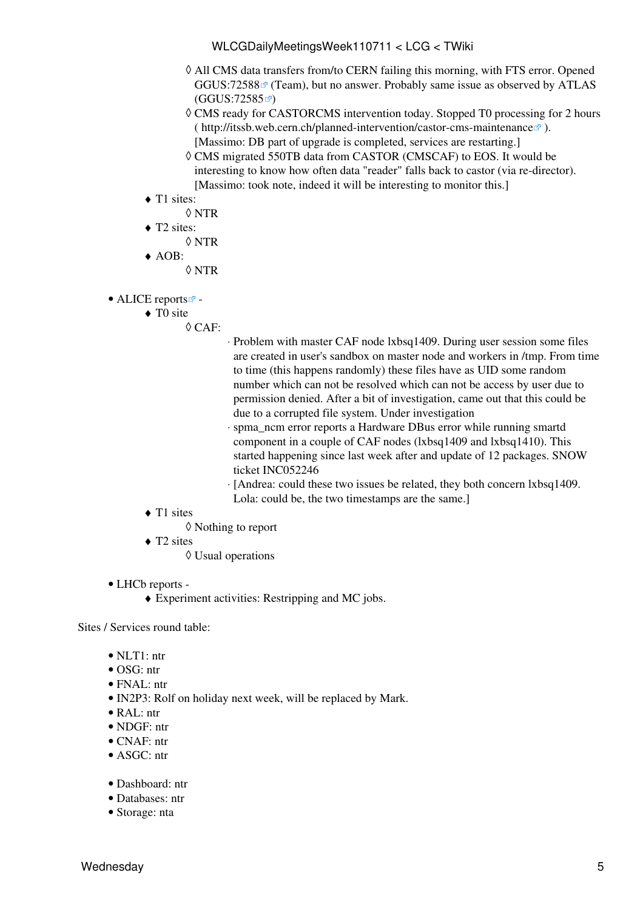- All CMS data transfers from/to CERN failing this morning, with FTS error. Opened GGUS:72588 (Team), but no answer. Probably same issue as observed by ATLAS (GGUS:72585)
        - CMS ready for CASTORCMS intervention today. Stopped T0 processing for 2 hours ( http://itssb.web.cern.ch/planned-intervention/castor-cms-maintenance ). [Massimo: DB part of upgrade is completed, services are restarting.]
        - CMS migrated 550TB data from CASTOR (CMSCAF) to EOS. It would be interesting to know how often data "reader" falls back to castor (via re-director). [Massimo: took note, indeed it will be interesting to monitor this.]
    - T1 sites:
        - NTR
    - T2 sites:
        - NTR
    - AOB:
        - NTR

- ALICE reports -
    - T0 site
        - CAF:
            - Problem with master CAF node lxbsq1409. During user session some files are created in user's sandbox on master node and workers in /tmp. From time to time (this happens randomly) these files have as UID some random number which can not be resolved which can not be access by user due to permission denied. After a bit of investigation, came out that this could be due to a corrupted file system. Under investigation
            - spma_ncm error reports a Hardware DBus error while running smartd component in a couple of CAF nodes (lxbsq1409 and lxbsq1410). This started happening since last week after and update of 12 packages. SNOW ticket INC052246
            - [Andrea: could these two issues be related, they both concern lxbsq1409. Lola: could be, the two timestamps are the same.]
    - T1 sites
        - Nothing to report
    - T2 sites
        - Usual operations

- LHCb reports -
    - Experiment activities: Restripping and MC jobs.

Sites / Services round table:

- NLT1: ntr
- OSG: ntr
- FNAL: ntr
- IN2P3: Rolf on holiday next week, will be replaced by Mark.
- RAL: ntr
- NDGF: ntr
- CNAF: ntr
- ASGC: ntr

- Dashboard: ntr
- Databases: ntr
- Storage: nta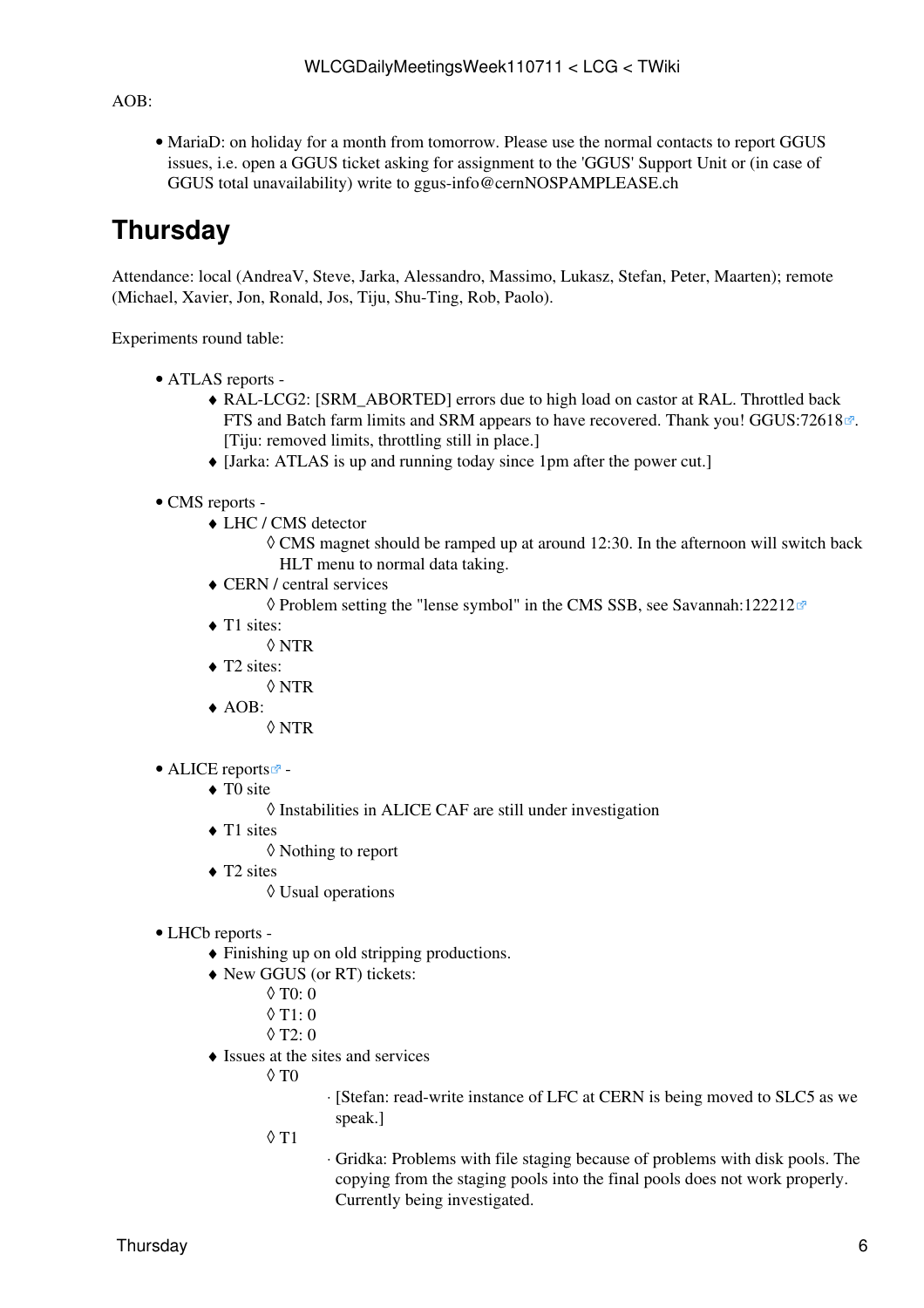AOB:

- MariaD: on holiday for a month from tomorrow. Please use the normal contacts to report GGUS issues, i.e. open a GGUS ticket asking for assignment to the 'GGUS' Support Unit or (in case of GGUS total unavailability) write to ggus-info@cernNOSPAMPLEASE.ch

# Thursday

Attendance: local (AndreaV, Steve, Jarka, Alessandro, Massimo, Lukasz, Stefan, Peter, Maarten); remote (Michael, Xavier, Jon, Ronald, Jos, Tiju, Shu-Ting, Rob, Paolo).

Experiments round table:

- ATLAS reports -
  - RAL-LCG2: [SRM_ABORTED] errors due to high load on castor at RAL. Throttled back FTS and Batch farm limits and SRM appears to have recovered. Thank you! GGUS:72618. [Tiju: removed limits, throttling still in place.]
  - [Jarka: ATLAS is up and running today since 1pm after the power cut.]

- CMS reports -
  - LHC / CMS detector
    - CMS magnet should be ramped up at around 12:30. In the afternoon will switch back HLT menu to normal data taking.
  - CERN / central services
    - Problem setting the "lense symbol" in the CMS SSB, see Savannah:122212
  - T1 sites:
    - NTR
  - T2 sites:
    - NTR
  - AOB:
    - NTR

- ALICE reports -
  - T0 site
    - Instabilities in ALICE CAF are still under investigation
  - T1 sites
    - Nothing to report
  - T2 sites
    - Usual operations

- LHCb reports -
  - Finishing up on old stripping productions.
  - New GGUS (or RT) tickets:
    - T0: 0
    - T1: 0
    - T2: 0
  - Issues at the sites and services
    - T0
      - [Stefan: read-write instance of LFC at CERN is being moved to SLC5 as we speak.]
    - T1
      - Gridka: Problems with file staging because of problems with disk pools. The copying from the staging pools into the final pools does not work properly. Currently being investigated.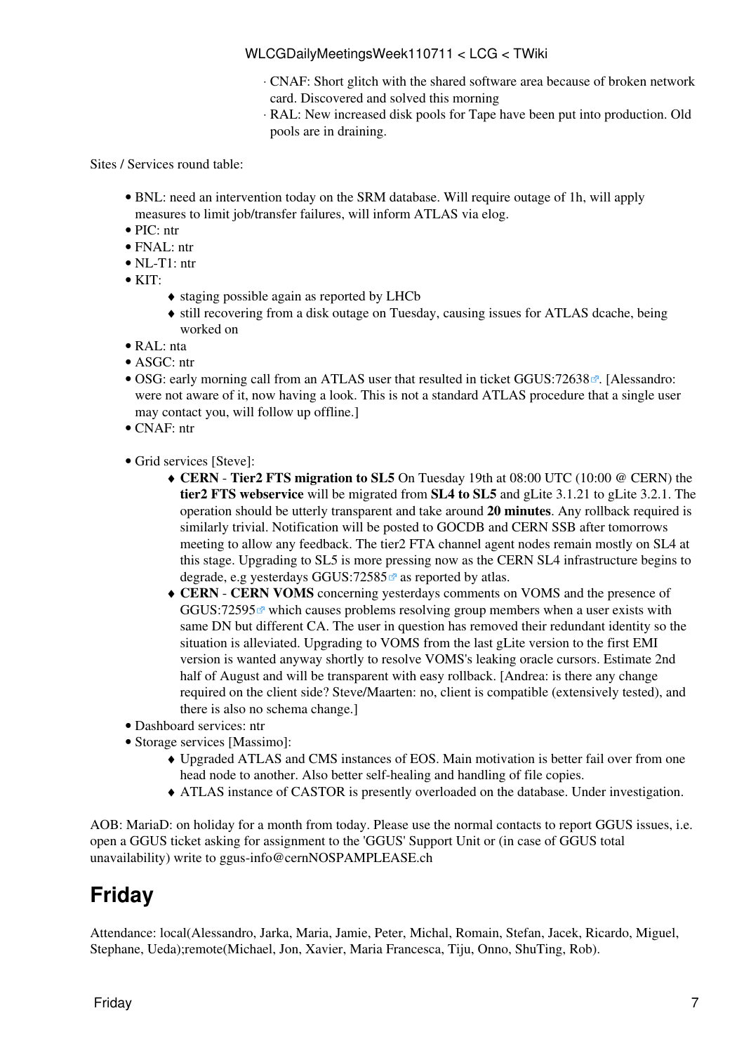- CNAF: Short glitch with the shared software area because of broken network card. Discovered and solved this morning
- RAL: New increased disk pools for Tape have been put into production. Old pools are in draining.

Sites / Services round table:

- BNL: need an intervention today on the SRM database. Will require outage of 1h, will apply measures to limit job/transfer failures, will inform ATLAS via elog.
- PIC: ntr
- FNAL: ntr
- NL-T1: ntr
- KIT:
    - staging possible again as reported by LHCb
    - still recovering from a disk outage on Tuesday, causing issues for ATLAS dcache, being worked on
- RAL: nta
- ASGC: ntr
- OSG: early morning call from an ATLAS user that resulted in ticket GGUS:72638. [Alessandro: were not aware of it, now having a look. This is not a standard ATLAS procedure that a single user may contact you, will follow up offline.]
- CNAF: ntr

- Grid services [Steve]:
    - **CERN** - **Tier2 FTS migration to SL5** On Tuesday 19th at 08:00 UTC (10:00 @ CERN) the **tier2 FTS webservice** will be migrated from **SL4 to SL5** and gLite 3.1.21 to gLite 3.2.1. The operation should be utterly transparent and take around **20 minutes**. Any rollback required is similarly trivial. Notification will be posted to GOCDB and CERN SSB after tomorrows meeting to allow any feedback. The tier2 FTA channel agent nodes remain mostly on SL4 at this stage. Upgrading to SL5 is more pressing now as the CERN SL4 infrastructure begins to degrade, e.g yesterdays GGUS:72585 as reported by atlas.
    - **CERN** - **CERN VOMS** concerning yesterdays comments on VOMS and the presence of GGUS:72595 which causes problems resolving group members when a user exists with same DN but different CA. The user in question has removed their redundant identity so the situation is alleviated. Upgrading to VOMS from the last gLite version to the first EMI version is wanted anyway shortly to resolve VOMS's leaking oracle cursors. Estimate 2nd half of August and will be transparent with easy rollback. [Andrea: is there any change required on the client side? Steve/Maarten: no, client is compatible (extensively tested), and there is also no schema change.]
- Dashboard services: ntr
- Storage services [Massimo]:
    - Upgraded ATLAS and CMS instances of EOS. Main motivation is better fail over from one head node to another. Also better self-healing and handling of file copies.
    - ATLAS instance of CASTOR is presently overloaded on the database. Under investigation.

AOB: MariaD: on holiday for a month from today. Please use the normal contacts to report GGUS issues, i.e. open a GGUS ticket asking for assignment to the 'GGUS' Support Unit or (in case of GGUS total unavailability) write to ggus-info@cernNOSPAMPLEASE.ch

# Friday

Attendance: local(Alessandro, Jarka, Maria, Jamie, Peter, Michal, Romain, Stefan, Jacek, Ricardo, Miguel, Stephane, Ueda);remote(Michael, Jon, Xavier, Maria Francesca, Tiju, Onno, ShuTing, Rob).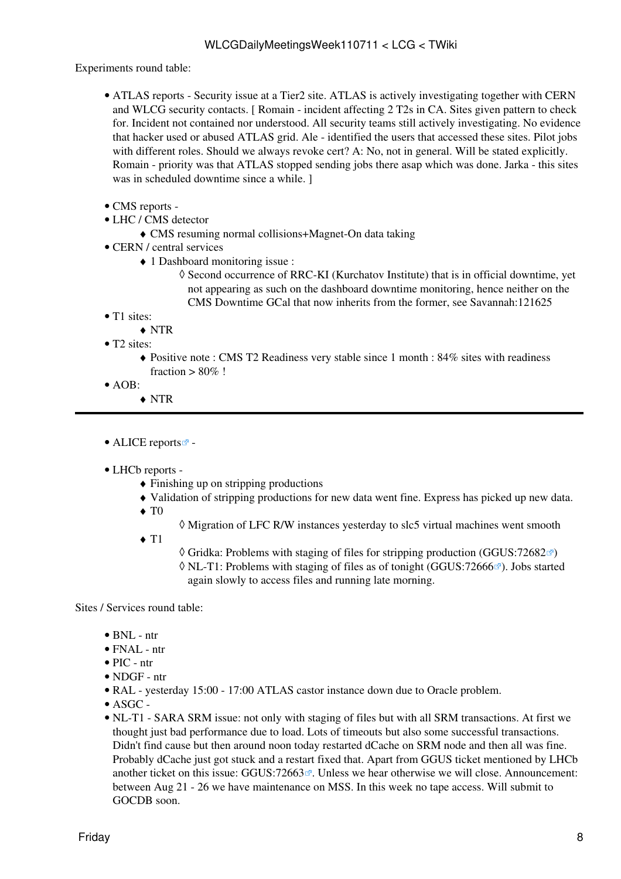Experiments round table:

- ATLAS reports - Security issue at a Tier2 site. ATLAS is actively investigating together with CERN and WLCG security contacts. [ Romain - incident affecting 2 T2s in CA. Sites given pattern to check for. Incident not contained nor understood. All security teams still actively investigating. No evidence that hacker used or abused ATLAS grid. Ale - identified the users that accessed these sites. Pilot jobs with different roles. Should we always revoke cert? A: No, not in general. Will be stated explicitly. Romain - priority was that ATLAS stopped sending jobs there asap which was done. Jarka - this sites was in scheduled downtime since a while. ]

- CMS reports -
- LHC / CMS detector
  - CMS resuming normal collisions+Magnet-On data taking
- CERN / central services
  - 1 Dashboard monitoring issue :
    - Second occurrence of RRC-KI (Kurchatov Institute) that is in official downtime, yet not appearing as such on the dashboard downtime monitoring, hence neither on the CMS Downtime GCal that now inherits from the former, see Savannah:121625
- T1 sites:
  - NTR
- T2 sites:
  - Positive note : CMS T2 Readiness very stable since 1 month : 84% sites with readiness fraction > 80% !
- AOB:
  - NTR

---

- ALICE reports -

- LHCb reports -
  - Finishing up on stripping productions
  - Validation of stripping productions for new data went fine. Express has picked up new data.
  - T0
    - Migration of LFC R/W instances yesterday to slc5 virtual machines went smooth
  - T1
    - Gridka: Problems with staging of files for stripping production (GGUS:72682)
    - NL-T1: Problems with staging of files as of tonight (GGUS:72666). Jobs started again slowly to access files and running late morning.

Sites / Services round table:

- BNL - ntr
- FNAL - ntr
- PIC - ntr
- NDGF - ntr
- RAL - yesterday 15:00 - 17:00 ATLAS castor instance down due to Oracle problem.
- ASGC -
- NL-T1 - SARA SRM issue: not only with staging of files but with all SRM transactions. At first we thought just bad performance due to load. Lots of timeouts but also some successful transactions. Didn't find cause but then around noon today restarted dCache on SRM node and then all was fine. Probably dCache just got stuck and a restart fixed that. Apart from GGUS ticket mentioned by LHCb another ticket on this issue: GGUS:72663. Unless we hear otherwise we will close. Announcement: between Aug 21 - 26 we have maintenance on MSS. In this week no tape access. Will submit to GOCDB soon.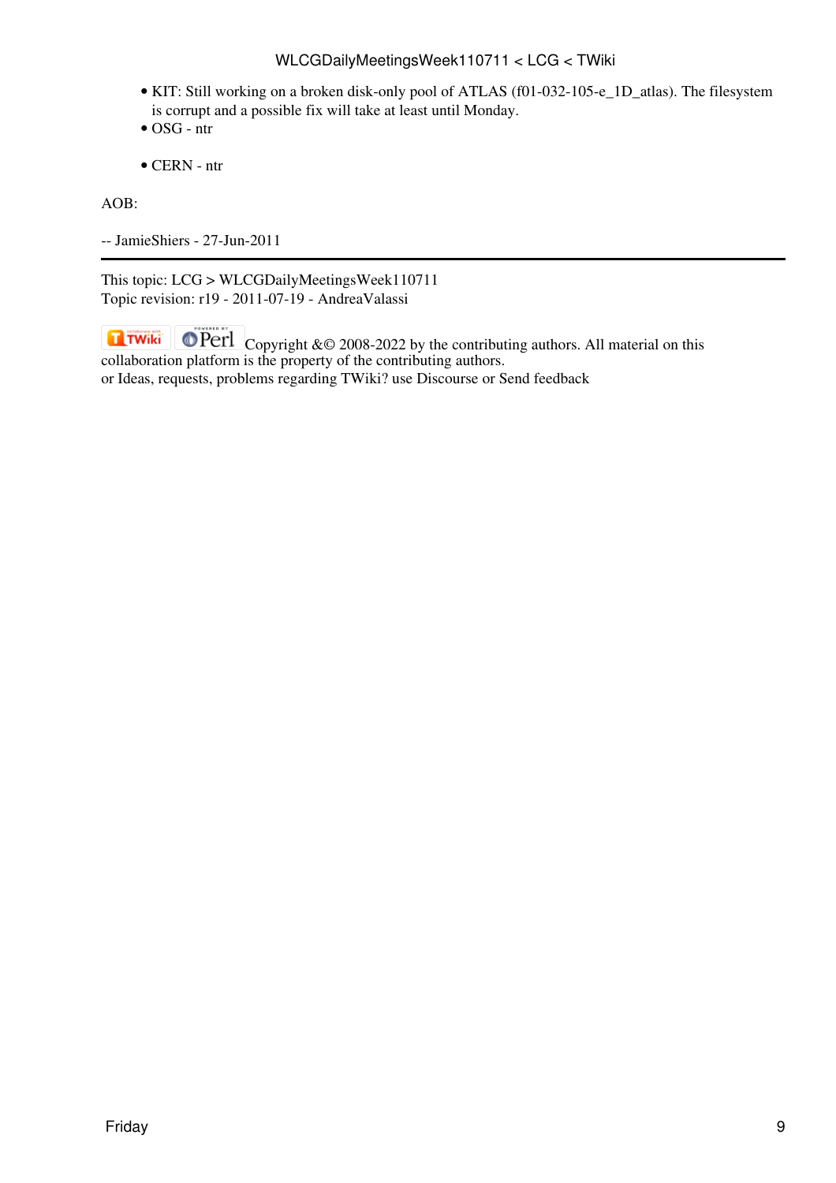- KIT: Still working on a broken disk-only pool of ATLAS (f01-032-105-e_1D_atlas). The filesystem is corrupt and a possible fix will take at least until Monday.
- OSG - ntr

- CERN - ntr

AOB:

-- JamieShiers - 27-Jun-2011

---

This topic: LCG > WLCGDailyMeetingsWeek110711
Topic revision: r19 - 2011-07-19 - AndreaValassi

Copyright &© 2008-2022 by the contributing authors. All material on this collaboration platform is the property of the contributing authors.
or Ideas, requests, problems regarding TWiki? use Discourse or Send feedback